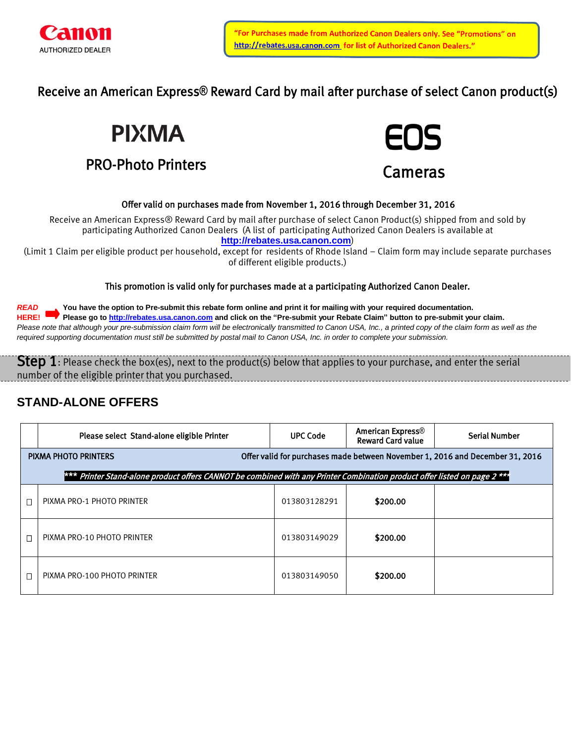Canon AUTHORIZED DEALER

"For Purchases made from Authorized Canon Dealers only. See "Promotions" on http://rebates.usa.canon.com for list of Authorized Canon Dealers."

# Receive an American Express® Reward Card by mail after purchase of select Canon product(s)

**PIXMA**
## PRO-Photo Printers

**EOS**
## Cameras

**Offer valid on purchases made from November 1, 2016 through December 31, 2016**

Receive an American Express® Reward Card by mail after purchase of select Canon Product(s) shipped from and sold by participating Authorized Canon Dealers (A list of participating Authorized Canon Dealers is available at **http://rebates.usa.canon.com**)

(Limit 1 Claim per eligible product per household, except for residents of Rhode Island – Claim form may include separate purchases of different eligible products.)

**This promotion is valid only for purchases made at a participating Authorized Canon Dealer.**

***READ HERE!*** **You have the option to Pre-submit this rebate form online and print it for mailing with your required documentation. Please go to http://rebates.usa.canon.com and click on the "Pre-submit your Rebate Claim" button to pre-submit your claim.**

*Please note that although your pre-submission claim form will be electronically transmitted to Canon USA, Inc., a printed copy of the claim form as well as the required supporting documentation must still be submitted by postal mail to Canon USA, Inc. in order to complete your submission.*

**Step 1**: Please check the box(es), next to the product(s) below that applies to your purchase, and enter the serial number of the eligible printer that you purchased.

## STAND-ALONE OFFERS

| | Please select Stand-alone eligible Printer | UPC Code | American Express® Reward Card value | Serial Number |
|---|---|---|---|---|
| | PIXMA PHOTO PRINTERS | Offer valid for purchases made between November 1, 2016 and December 31, 2016 | | |
| | ***\*\*\* Printer Stand-alone product offers CANNOT be combined with any Printer Combination product offer listed on page 2 \*\*\**** | | | |
| ☐ | PIXMA PRO-1 PHOTO PRINTER | 013803128291 | **$200.00** | |
| ☐ | PIXMA PRO-10 PHOTO PRINTER | 013803149029 | **$200.00** | |
| ☐ | PIXMA PRO-100 PHOTO PRINTER | 013803149050 | **$200.00** | |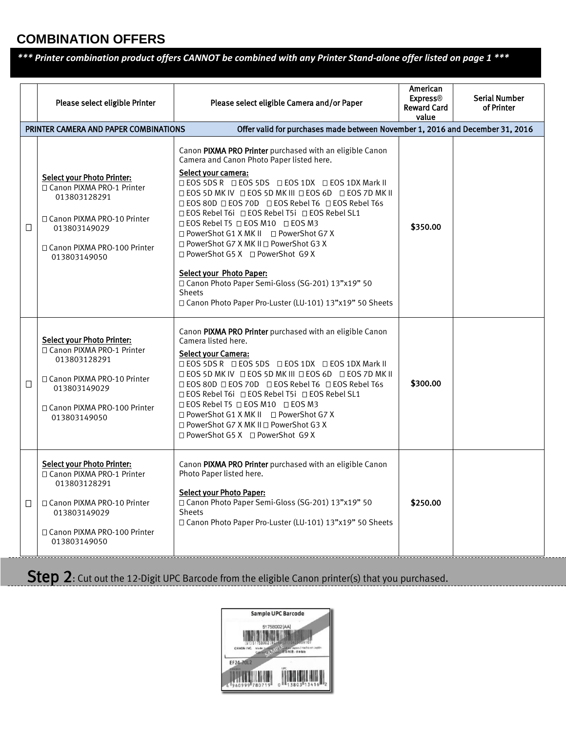## COMBINATION OFFERS

***\*\*\* Printer combination product offers CANNOT be combined with any Printer Stand-alone offer listed on page 1 \*\*\****

| | Please select eligible Printer | Please select eligible Camera and/or Paper | American Express® Reward Card value | Serial Number of Printer |
|---|---|---|---|---|
| **PRINTER CAMERA AND PAPER COMBINATIONS** | | **Offer valid for purchases made between November 1, 2016 and December 31, 2016** | | |
| ☐ | Select your Photo Printer:<br>☐ Canon PIXMA PRO-1 Printer 013803128291<br>☐ Canon PIXMA PRO-10 Printer 013803149029<br>☐ Canon PIXMA PRO-100 Printer 013803149050 | Canon **PIXMA PRO Printer** purchased with an eligible Canon Camera and Canon Photo Paper listed here.<br>Select your camera:<br>☐ EOS 5DS R ☐ EOS 5DS ☐ EOS 1DX ☐ EOS 1DX Mark II ☐ EOS 5D MK IV ☐ EOS 5D MK III ☐ EOS 6D ☐ EOS 7D MK II ☐ EOS 80D ☐ EOS 70D ☐ EOS Rebel T6 ☐ EOS Rebel T6s ☐ EOS Rebel T6i ☐ EOS Rebel T5i ☐ EOS Rebel SL1 ☐ EOS Rebel T5 ☐ EOS M10 ☐ EOS M3 ☐ PowerShot G1 X MK II ☐ PowerShot G7 X ☐ PowerShot G7 X MK II ☐ PowerShot G3 X ☐ PowerShot G5 X ☐ PowerShot G9 X<br>Select your Photo Paper:<br>☐ Canon Photo Paper Semi-Gloss (SG-201) 13"x19" 50 Sheets<br>☐ Canon Photo Paper Pro-Luster (LU-101) 13"x19" 50 Sheets | $350.00 | |
| ☐ | Select your Photo Printer:<br>☐ Canon PIXMA PRO-1 Printer 013803128291<br>☐ Canon PIXMA PRO-10 Printer 013803149029<br>☐ Canon PIXMA PRO-100 Printer 013803149050 | Canon **PIXMA PRO Printer** purchased with an eligible Canon Camera listed here.<br>Select your Camera:<br>☐ EOS 5DS R ☐ EOS 5DS ☐ EOS 1DX ☐ EOS 1DX Mark II ☐ EOS 5D MK IV ☐ EOS 5D MK III ☐ EOS 6D ☐ EOS 7D MK II ☐ EOS 80D ☐ EOS 70D ☐ EOS Rebel T6 ☐ EOS Rebel T6s ☐ EOS Rebel T6i ☐ EOS Rebel T5i ☐ EOS Rebel SL1 ☐ EOS Rebel T5 ☐ EOS M10 ☐ EOS M3 ☐ PowerShot G1 X MK II ☐ PowerShot G7 X ☐ PowerShot G7 X MK II ☐ PowerShot G3 X ☐ PowerShot G5 X ☐ PowerShot G9 X | $300.00 | |
| ☐ | Select your Photo Printer:<br>☐ Canon PIXMA PRO-1 Printer 013803128291<br>☐ Canon PIXMA PRO-10 Printer 013803149029<br>☐ Canon PIXMA PRO-100 Printer 013803149050 | Canon **PIXMA PRO Printer** purchased with an eligible Canon Photo Paper listed here.<br>Select your Photo Paper:<br>☐ Canon Photo Paper Semi-Gloss (SG-201) 13"x19" 50 Sheets<br>☐ Canon Photo Paper Pro-Luster (LU-101) 13"x19" 50 Sheets | $250.00 | |

**Step 2**: Cut out the 12-Digit UPC Barcode from the eligible Canon printer(s) that you purchased.

Sample UPC Barcode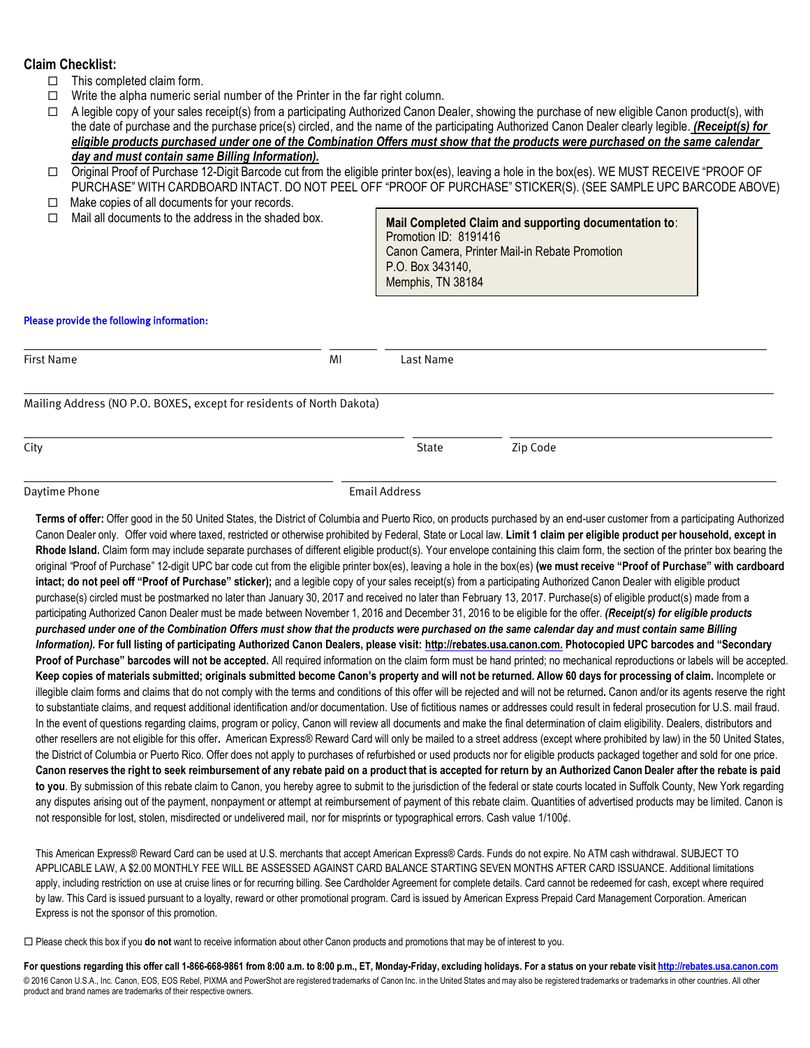### Claim Checklist:

- ☐ This completed claim form.
- ☐ Write the alpha numeric serial number of the Printer in the far right column.
- ☐ A legible copy of your sales receipt(s) from a participating Authorized Canon Dealer, showing the purchase of new eligible Canon product(s), with the date of purchase and the purchase price(s) circled, and the name of the participating Authorized Canon Dealer clearly legible. ***(Receipt(s) for eligible products purchased under one of the Combination Offers must show that the products were purchased on the same calendar day and must contain same Billing Information).***
- ☐ Original Proof of Purchase 12-Digit Barcode cut from the eligible printer box(es), leaving a hole in the box(es). WE MUST RECEIVE "PROOF OF PURCHASE" WITH CARDBOARD INTACT. DO NOT PEEL OFF "PROOF OF PURCHASE" STICKER(S). (SEE SAMPLE UPC BARCODE ABOVE)
- ☐ Make copies of all documents for your records.
- ☐ Mail all documents to the address in the shaded box.

> **Mail Completed Claim and supporting documentation to**:
> Promotion ID: 8191416
> Canon Camera, Printer Mail-in Rebate Promotion
> P.O. Box 343140,
> Memphis, TN 38184

**Please provide the following information:**

First Name ________________ MI ____ Last Name ________________

Mailing Address (NO P.O. BOXES, except for residents of North Dakota) ________________

City ________________ State ________ Zip Code ________________

Daytime Phone ________________ Email Address ________________

**Terms of offer:** Offer good in the 50 United States, the District of Columbia and Puerto Rico, on products purchased by an end-user customer from a participating Authorized Canon Dealer only. Offer void where taxed, restricted or otherwise prohibited by Federal, State or Local law. **Limit 1 claim per eligible product per household, except in Rhode Island.** Claim form may include separate purchases of different eligible product(s). Your envelope containing this claim form, the section of the printer box bearing the original "Proof of Purchase" 12-digit UPC bar code cut from the eligible printer box(es), leaving a hole in the box(es) **(we must receive "Proof of Purchase" with cardboard intact; do not peel off "Proof of Purchase" sticker);** and a legible copy of your sales receipt(s) from a participating Authorized Canon Dealer with eligible product purchase(s) circled must be postmarked no later than January 30, 2017 and received no later than February 13, 2017. Purchase(s) of eligible product(s) made from a participating Authorized Canon Dealer must be made between November 1, 2016 and December 31, 2016 to be eligible for the offer. ***(Receipt(s) for eligible products purchased under one of the Combination Offers must show that the products were purchased on the same calendar day and must contain same Billing Information).*** **For full listing of participating Authorized Canon Dealers, please visit: http://rebates.usa.canon.com. Photocopied UPC barcodes and "Secondary Proof of Purchase" barcodes will not be accepted.** All required information on the claim form must be hand printed; no mechanical reproductions or labels will be accepted. **Keep copies of materials submitted; originals submitted become Canon's property and will not be returned. Allow 60 days for processing of claim.** Incomplete or illegible claim forms and claims that do not comply with the terms and conditions of this offer will be rejected and will not be returned**.** Canon and/or its agents reserve the right to substantiate claims, and request additional identification and/or documentation. Use of fictitious names or addresses could result in federal prosecution for U.S. mail fraud. In the event of questions regarding claims, program or policy, Canon will review all documents and make the final determination of claim eligibility. Dealers, distributors and other resellers are not eligible for this offer**.** American Express® Reward Card will only be mailed to a street address (except where prohibited by law) in the 50 United States, the District of Columbia or Puerto Rico. Offer does not apply to purchases of refurbished or used products nor for eligible products packaged together and sold for one price. **Canon reserves the right to seek reimbursement of any rebate paid on a product that is accepted for return by an Authorized Canon Dealer after the rebate is paid to you**. By submission of this rebate claim to Canon, you hereby agree to submit to the jurisdiction of the federal or state courts located in Suffolk County, New York regarding any disputes arising out of the payment, nonpayment or attempt at reimbursement of payment of this rebate claim. Quantities of advertised products may be limited. Canon is not responsible for lost, stolen, misdirected or undelivered mail, nor for misprints or typographical errors. Cash value 1/100¢.

This American Express® Reward Card can be used at U.S. merchants that accept American Express® Cards. Funds do not expire. No ATM cash withdrawal. SUBJECT TO APPLICABLE LAW, A $2.00 MONTHLY FEE WILL BE ASSESSED AGAINST CARD BALANCE STARTING SEVEN MONTHS AFTER CARD ISSUANCE. Additional limitations apply, including restriction on use at cruise lines or for recurring billing. See Cardholder Agreement for complete details. Card cannot be redeemed for cash, except where required by law. This Card is issued pursuant to a loyalty, reward or other promotional program. Card is issued by American Express Prepaid Card Management Corporation. American Express is not the sponsor of this promotion.

☐ Please check this box if you **do not** want to receive information about other Canon products and promotions that may be of interest to you.

**For questions regarding this offer call 1-866-668-9861 from 8:00 a.m. to 8:00 p.m., ET, Monday-Friday, excluding holidays. For a status on your rebate visit http://rebates.usa.canon.com**

© 2016 Canon U.S.A., Inc. Canon, EOS, EOS Rebel, PIXMA and PowerShot are registered trademarks of Canon Inc. in the United States and may also be registered trademarks or trademarks in other countries. All other product and brand names are trademarks of their respective owners.